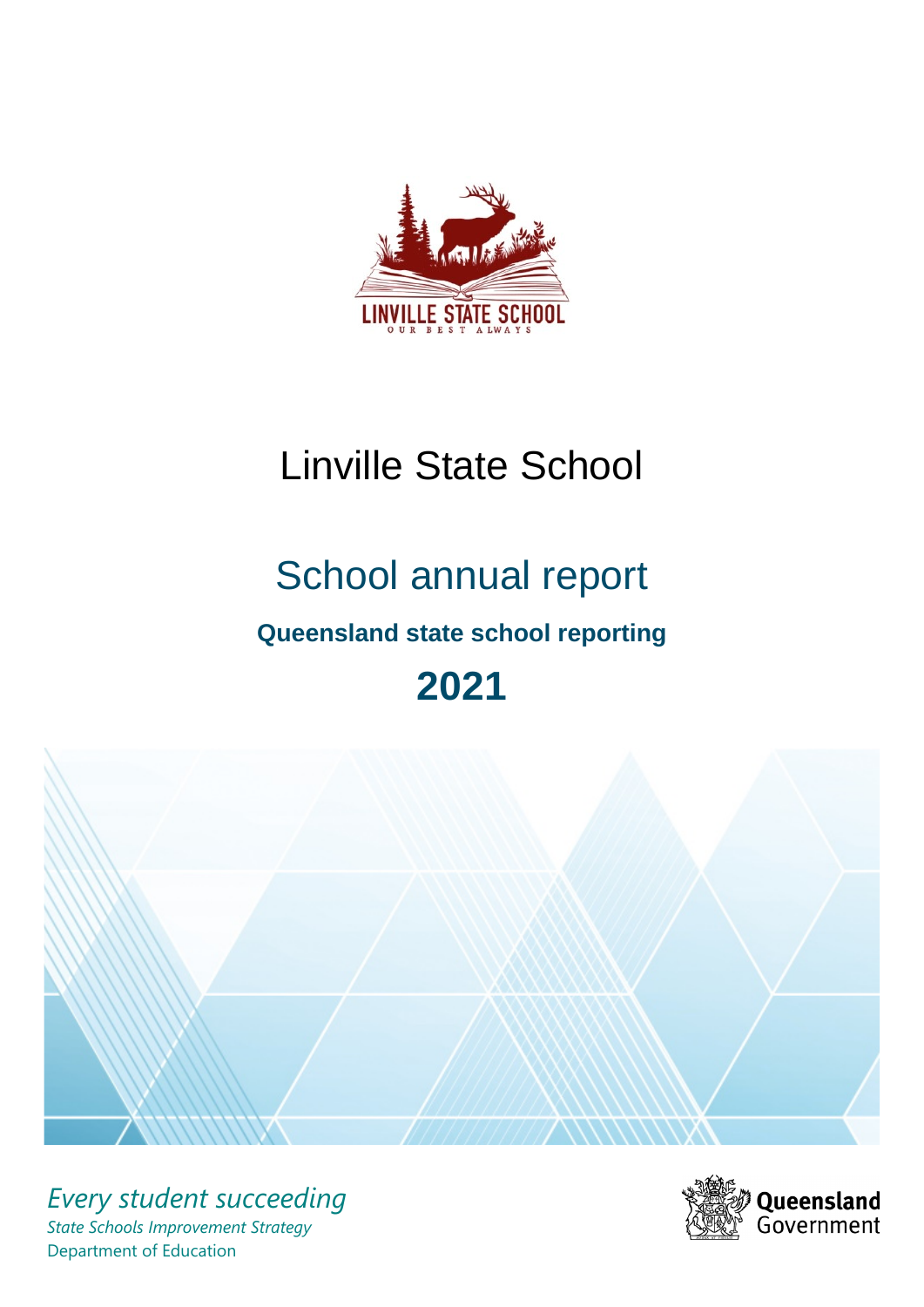LINVILLE STATE SCHOOL

OUR BEST ALWAYS

# Linville State School

## School annual report

### Queensland state school reporting

## 2021

*Every student succeeding*

*State Schools Improvement Strategy*

Department of Education

Queensland Government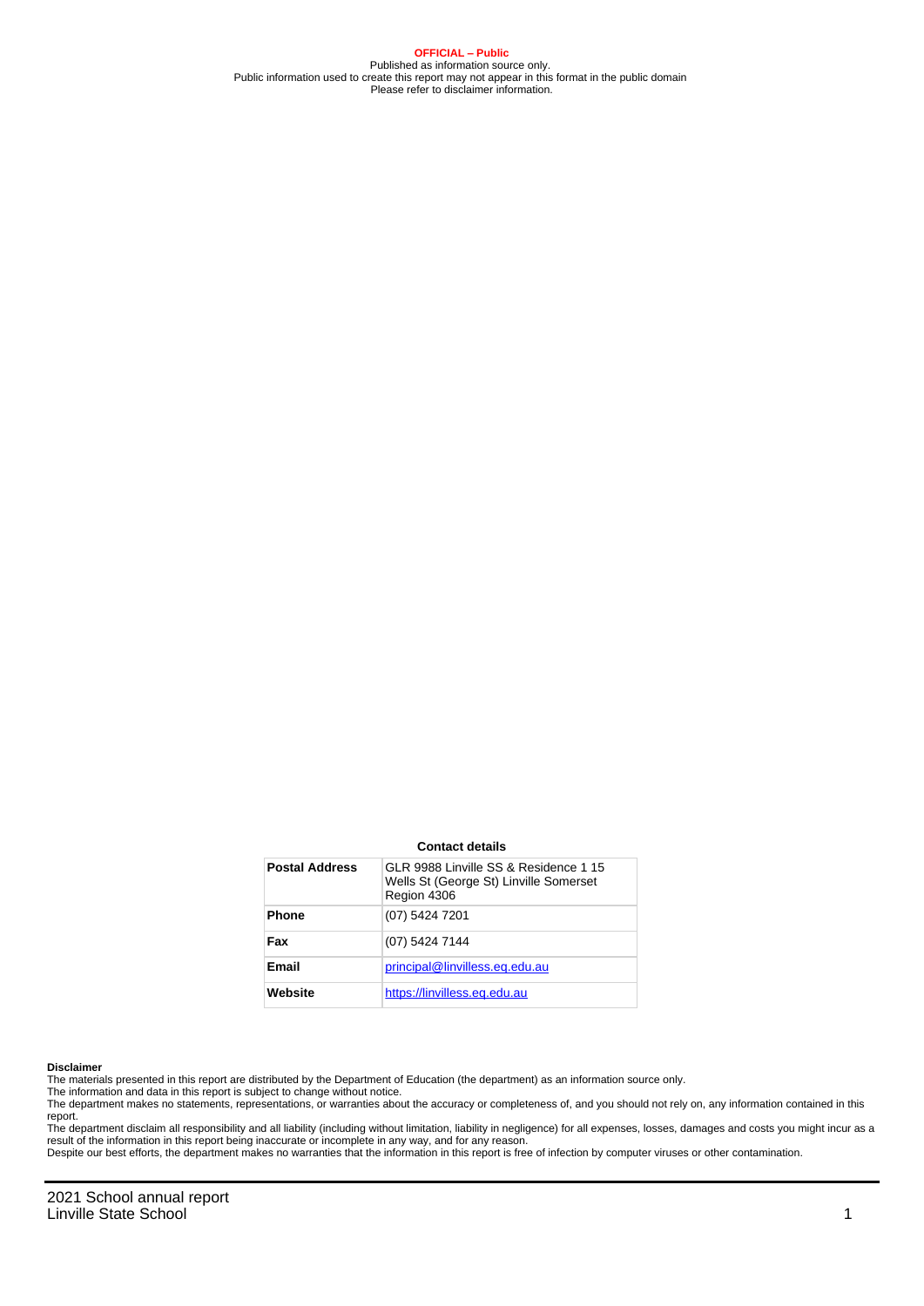**OFFICIAL – Public**
Published as information source only.
Public information used to create this report may not appear in this format in the public domain
Please refer to disclaimer information.

**Contact details**

| | |
|---|---|
| **Postal Address** | GLR 9988 Linville SS & Residence 1 15 Wells St (George St) Linville Somerset Region 4306 |
| **Phone** | (07) 5424 7201 |
| **Fax** | (07) 5424 7144 |
| **Email** | principal@linvilless.eq.edu.au |
| **Website** | https://linvilless.eq.edu.au |

**Disclaimer**
The materials presented in this report are distributed by the Department of Education (the department) as an information source only.
The information and data in this report is subject to change without notice.
The department makes no statements, representations, or warranties about the accuracy or completeness of, and you should not rely on, any information contained in this report.
The department disclaim all responsibility and all liability (including without limitation, liability in negligence) for all expenses, losses, damages and costs you might incur as a result of the information in this report being inaccurate or incomplete in any way, and for any reason.
Despite our best efforts, the department makes no warranties that the information in this report is free of infection by computer viruses or other contamination.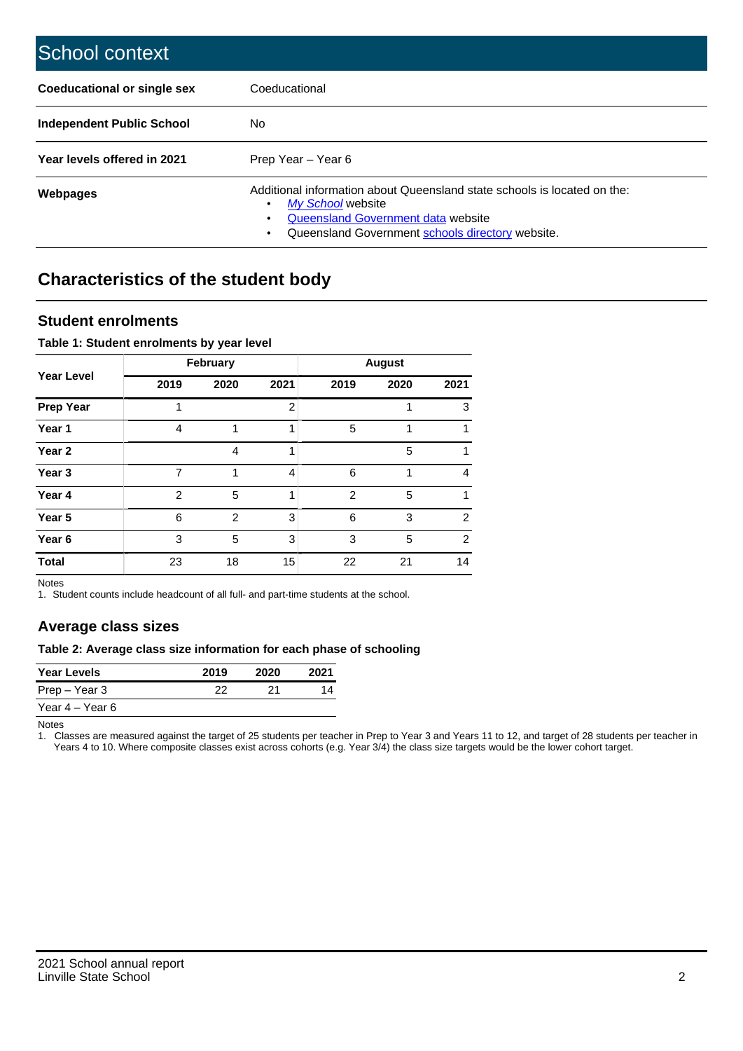# School context

| | |
|---|---|
| **Coeducational or single sex** | Coeducational |
| **Independent Public School** | No |
| **Year levels offered in 2021** | Prep Year – Year 6 |
| **Webpages** | Additional information about Queensland state schools is located on the: <br>• *My School* website <br>• Queensland Government data website <br>• Queensland Government schools directory website. |

## Characteristics of the student body

### Student enrolments

**Table 1: Student enrolments by year level**

| Year Level | February | | | August | | |
|---|---|---|---|---|---|---|
| | 2019 | 2020 | 2021 | 2019 | 2020 | 2021 |
| **Prep Year** | 1 | | 2 | | 1 | 3 |
| **Year 1** | 4 | 1 | 1 | 5 | 1 | 1 |
| **Year 2** | | 4 | 1 | | 5 | 1 |
| **Year 3** | 7 | 1 | 4 | 6 | 1 | 4 |
| **Year 4** | 2 | 5 | 1 | 2 | 5 | 1 |
| **Year 5** | 6 | 2 | 3 | 6 | 3 | 2 |
| **Year 6** | 3 | 5 | 3 | 3 | 5 | 2 |
| **Total** | 23 | 18 | 15 | 22 | 21 | 14 |

Notes

1. Student counts include headcount of all full- and part-time students at the school.

### Average class sizes

**Table 2: Average class size information for each phase of schooling**

| Year Levels | 2019 | 2020 | 2021 |
|---|---|---|---|
| Prep – Year 3 | 22 | 21 | 14 |
| Year 4 – Year 6 | | | |

Notes

1. Classes are measured against the target of 25 students per teacher in Prep to Year 3 and Years 11 to 12, and target of 28 students per teacher in Years 4 to 10. Where composite classes exist across cohorts (e.g. Year 3/4) the class size targets would be the lower cohort target.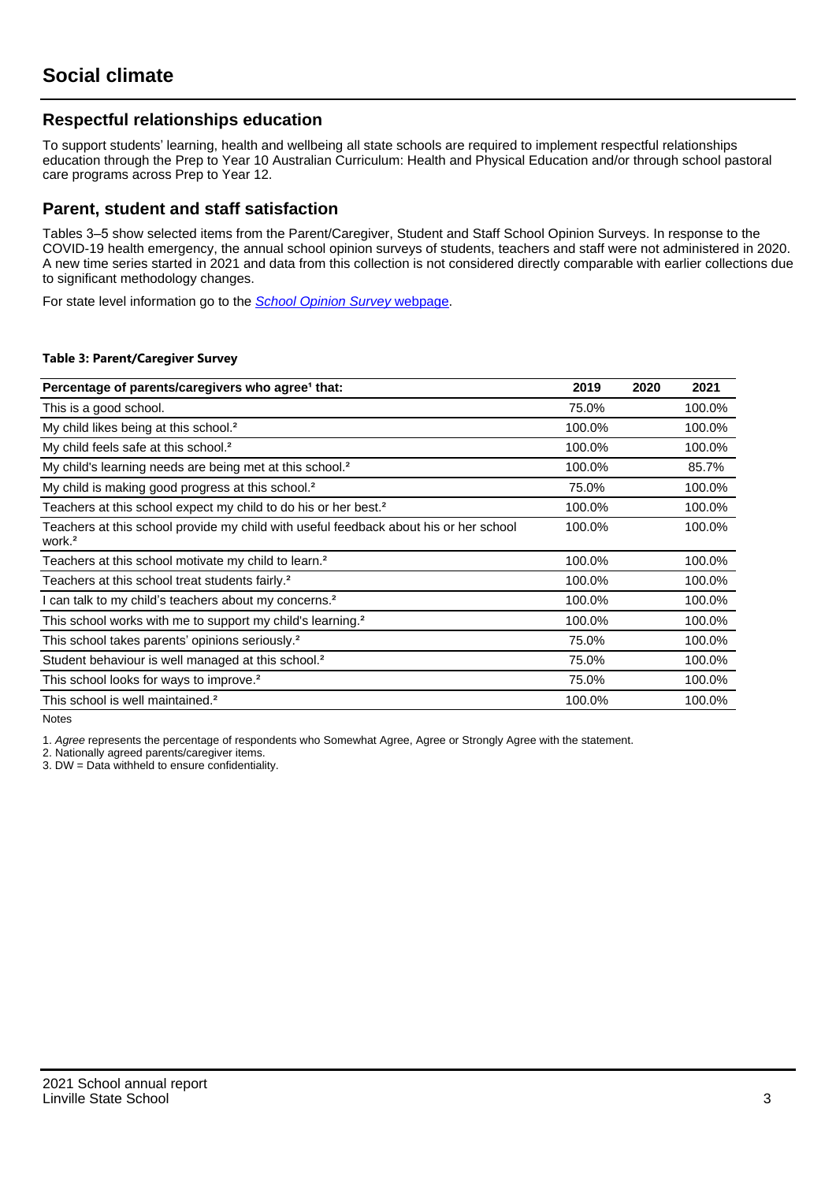# Social climate

## Respectful relationships education

To support students' learning, health and wellbeing all state schools are required to implement respectful relationships education through the Prep to Year 10 Australian Curriculum: Health and Physical Education and/or through school pastoral care programs across Prep to Year 12.

## Parent, student and staff satisfaction

Tables 3–5 show selected items from the Parent/Caregiver, Student and Staff School Opinion Surveys. In response to the COVID-19 health emergency, the annual school opinion surveys of students, teachers and staff were not administered in 2020. A new time series started in 2021 and data from this collection is not considered directly comparable with earlier collections due to significant methodology changes.

For state level information go to the *School Opinion Survey* webpage.

**Table 3: Parent/Caregiver Survey**

| Percentage of parents/caregivers who agree[1] that: | 2019 | 2020 | 2021 |
|---|---|---|---|
| This is a good school. | 75.0% | | 100.0% |
| My child likes being at this school.[2] | 100.0% | | 100.0% |
| My child feels safe at this school.[2] | 100.0% | | 100.0% |
| My child's learning needs are being met at this school.[2] | 100.0% | | 85.7% |
| My child is making good progress at this school.[2] | 75.0% | | 100.0% |
| Teachers at this school expect my child to do his or her best.[2] | 100.0% | | 100.0% |
| Teachers at this school provide my child with useful feedback about his or her school work.[2] | 100.0% | | 100.0% |
| Teachers at this school motivate my child to learn.[2] | 100.0% | | 100.0% |
| Teachers at this school treat students fairly.[2] | 100.0% | | 100.0% |
| I can talk to my child's teachers about my concerns.[2] | 100.0% | | 100.0% |
| This school works with me to support my child's learning.[2] | 100.0% | | 100.0% |
| This school takes parents' opinions seriously.[2] | 75.0% | | 100.0% |
| Student behaviour is well managed at this school.[2] | 75.0% | | 100.0% |
| This school looks for ways to improve.[2] | 75.0% | | 100.0% |
| This school is well maintained.[2] | 100.0% | | 100.0% |

Notes

1. *Agree* represents the percentage of respondents who Somewhat Agree, Agree or Strongly Agree with the statement.
2. Nationally agreed parents/caregiver items.
3. DW = Data withheld to ensure confidentiality.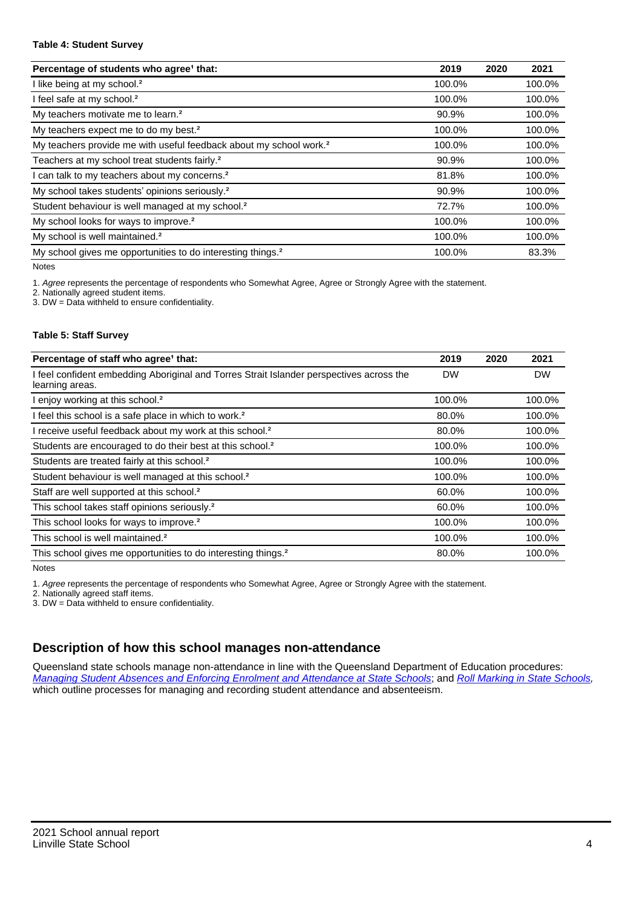**Table 4: Student Survey**

| Percentage of students who agree[1] that: | 2019 | 2020 | 2021 |
|---|---|---|---|
| I like being at my school.[2] | 100.0% | | 100.0% |
| I feel safe at my school.[2] | 100.0% | | 100.0% |
| My teachers motivate me to learn.[2] | 90.9% | | 100.0% |
| My teachers expect me to do my best.[2] | 100.0% | | 100.0% |
| My teachers provide me with useful feedback about my school work.[2] | 100.0% | | 100.0% |
| Teachers at my school treat students fairly.[2] | 90.9% | | 100.0% |
| I can talk to my teachers about my concerns.[2] | 81.8% | | 100.0% |
| My school takes students' opinions seriously.[2] | 90.9% | | 100.0% |
| Student behaviour is well managed at my school.[2] | 72.7% | | 100.0% |
| My school looks for ways to improve.[2] | 100.0% | | 100.0% |
| My school is well maintained.[2] | 100.0% | | 100.0% |
| My school gives me opportunities to do interesting things.[2] | 100.0% | | 83.3% |

Notes

1. *Agree* represents the percentage of respondents who Somewhat Agree, Agree or Strongly Agree with the statement.
2. Nationally agreed student items.
3. DW = Data withheld to ensure confidentiality.

**Table 5: Staff Survey**

| Percentage of staff who agree[1] that: | 2019 | 2020 | 2021 |
|---|---|---|---|
| I feel confident embedding Aboriginal and Torres Strait Islander perspectives across the learning areas. | DW | | DW |
| I enjoy working at this school.[2] | 100.0% | | 100.0% |
| I feel this school is a safe place in which to work.[2] | 80.0% | | 100.0% |
| I receive useful feedback about my work at this school.[2] | 80.0% | | 100.0% |
| Students are encouraged to do their best at this school.[2] | 100.0% | | 100.0% |
| Students are treated fairly at this school.[2] | 100.0% | | 100.0% |
| Student behaviour is well managed at this school.[2] | 100.0% | | 100.0% |
| Staff are well supported at this school.[2] | 60.0% | | 100.0% |
| This school takes staff opinions seriously.[2] | 60.0% | | 100.0% |
| This school looks for ways to improve.[2] | 100.0% | | 100.0% |
| This school is well maintained.[2] | 100.0% | | 100.0% |
| This school gives me opportunities to do interesting things.[2] | 80.0% | | 100.0% |

Notes

1. *Agree* represents the percentage of respondents who Somewhat Agree, Agree or Strongly Agree with the statement.
2. Nationally agreed staff items.
3. DW = Data withheld to ensure confidentiality.

## Description of how this school manages non-attendance

Queensland state schools manage non-attendance in line with the Queensland Department of Education procedures: *Managing Student Absences and Enforcing Enrolment and Attendance at State Schools*; and *Roll Marking in State Schools*, which outline processes for managing and recording student attendance and absenteeism.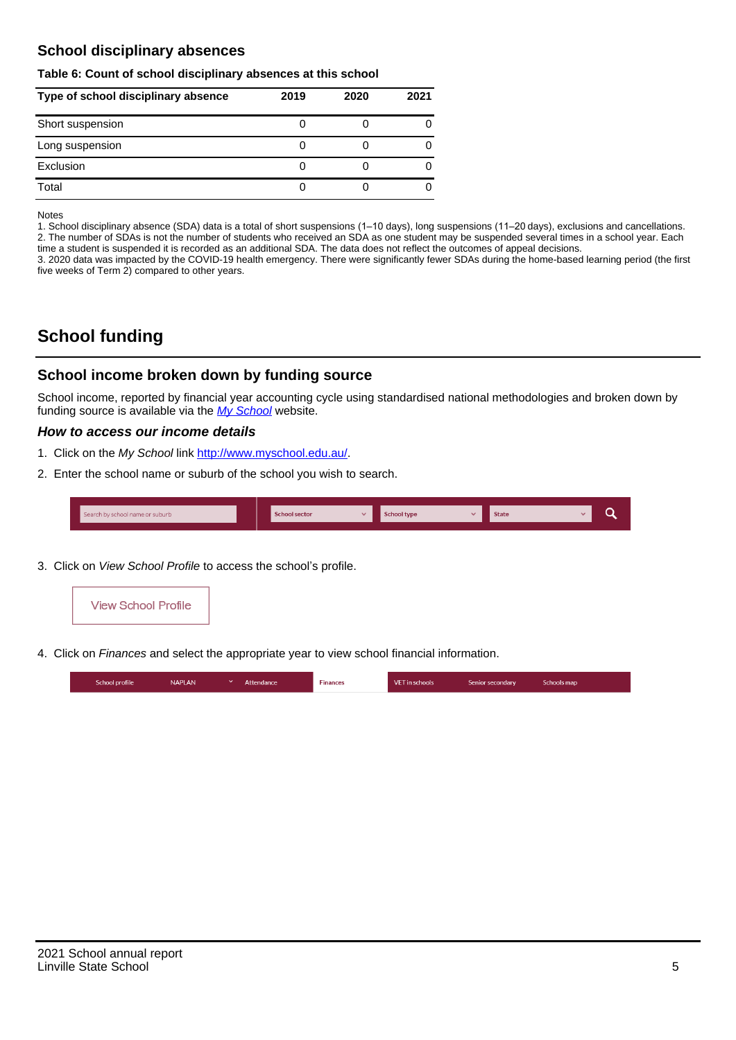## School disciplinary absences

**Table 6: Count of school disciplinary absences at this school**

| Type of school disciplinary absence | 2019 | 2020 | 2021 |
|---|---|---|---|
| Short suspension | 0 | 0 | 0 |
| Long suspension | 0 | 0 | 0 |
| Exclusion | 0 | 0 | 0 |
| Total | 0 | 0 | 0 |

Notes
1. School disciplinary absence (SDA) data is a total of short suspensions (1–10 days), long suspensions (11–20 days), exclusions and cancellations.
2. The number of SDAs is not the number of students who received an SDA as one student may be suspended several times in a school year. Each time a student is suspended it is recorded as an additional SDA. The data does not reflect the outcomes of appeal decisions.
3. 2020 data was impacted by the COVID-19 health emergency. There were significantly fewer SDAs during the home-based learning period (the first five weeks of Term 2) compared to other years.

# School funding

## School income broken down by funding source

School income, reported by financial year accounting cycle using standardised national methodologies and broken down by funding source is available via the *My School* website.

### *How to access our income details*

1. Click on the *My School* link http://www.myschool.edu.au/.
2. Enter the school name or suburb of the school you wish to search.

Search by school name or suburb
School sector
School type
State

3. Click on *View School Profile* to access the school's profile.

View School Profile

4. Click on *Finances* and select the appropriate year to view school financial information.

School profile
NAPLAN
Attendance
Finances
VET in schools
Senior secondary
Schools map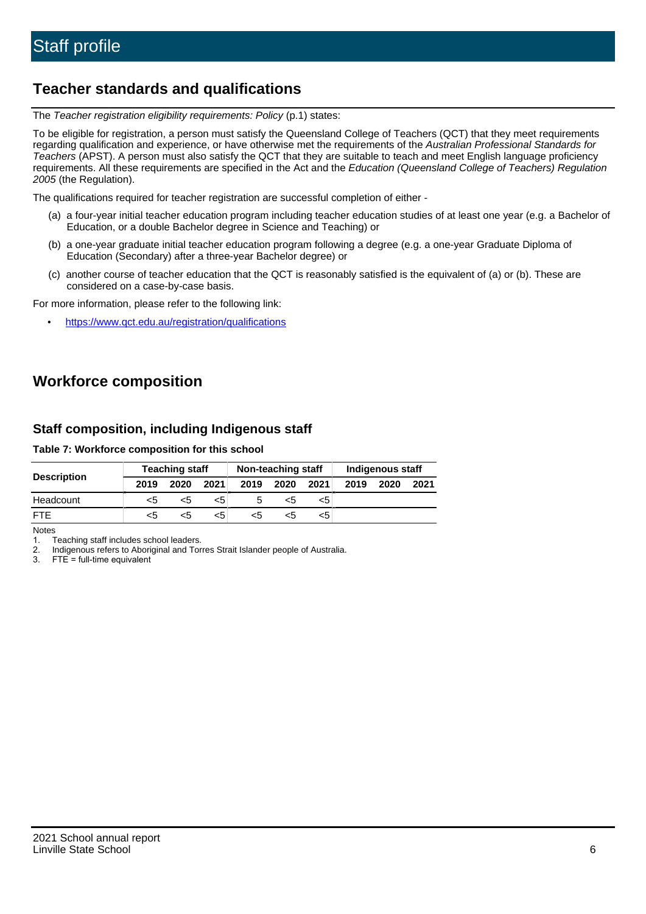# Staff profile

## Teacher standards and qualifications

The *Teacher registration eligibility requirements: Policy* (p.1) states:

To be eligible for registration, a person must satisfy the Queensland College of Teachers (QCT) that they meet requirements regarding qualification and experience, or have otherwise met the requirements of the *Australian Professional Standards for Teachers* (APST). A person must also satisfy the QCT that they are suitable to teach and meet English language proficiency requirements. All these requirements are specified in the Act and the *Education (Queensland College of Teachers) Regulation 2005* (the Regulation).

The qualifications required for teacher registration are successful completion of either -

(a) a four-year initial teacher education program including teacher education studies of at least one year (e.g. a Bachelor of Education, or a double Bachelor degree in Science and Teaching) or

(b) a one-year graduate initial teacher education program following a degree (e.g. a one-year Graduate Diploma of Education (Secondary) after a three-year Bachelor degree) or

(c) another course of teacher education that the QCT is reasonably satisfied is the equivalent of (a) or (b). These are considered on a case-by-case basis.

For more information, please refer to the following link:

- https://www.qct.edu.au/registration/qualifications

## Workforce composition

### Staff composition, including Indigenous staff

**Table 7: Workforce composition for this school**

| Description | Teaching staff | | | Non-teaching staff | | | Indigenous staff | | |
|---|---|---|---|---|---|---|---|---|---|
| | 2019 | 2020 | 2021 | 2019 | 2020 | 2021 | 2019 | 2020 | 2021 |
| Headcount | <5 | <5 | <5 | 5 | <5 | <5 | | | |
| FTE | <5 | <5 | <5 | <5 | <5 | <5 | | | |

Notes

1. Teaching staff includes school leaders.
2. Indigenous refers to Aboriginal and Torres Strait Islander people of Australia.
3. FTE = full-time equivalent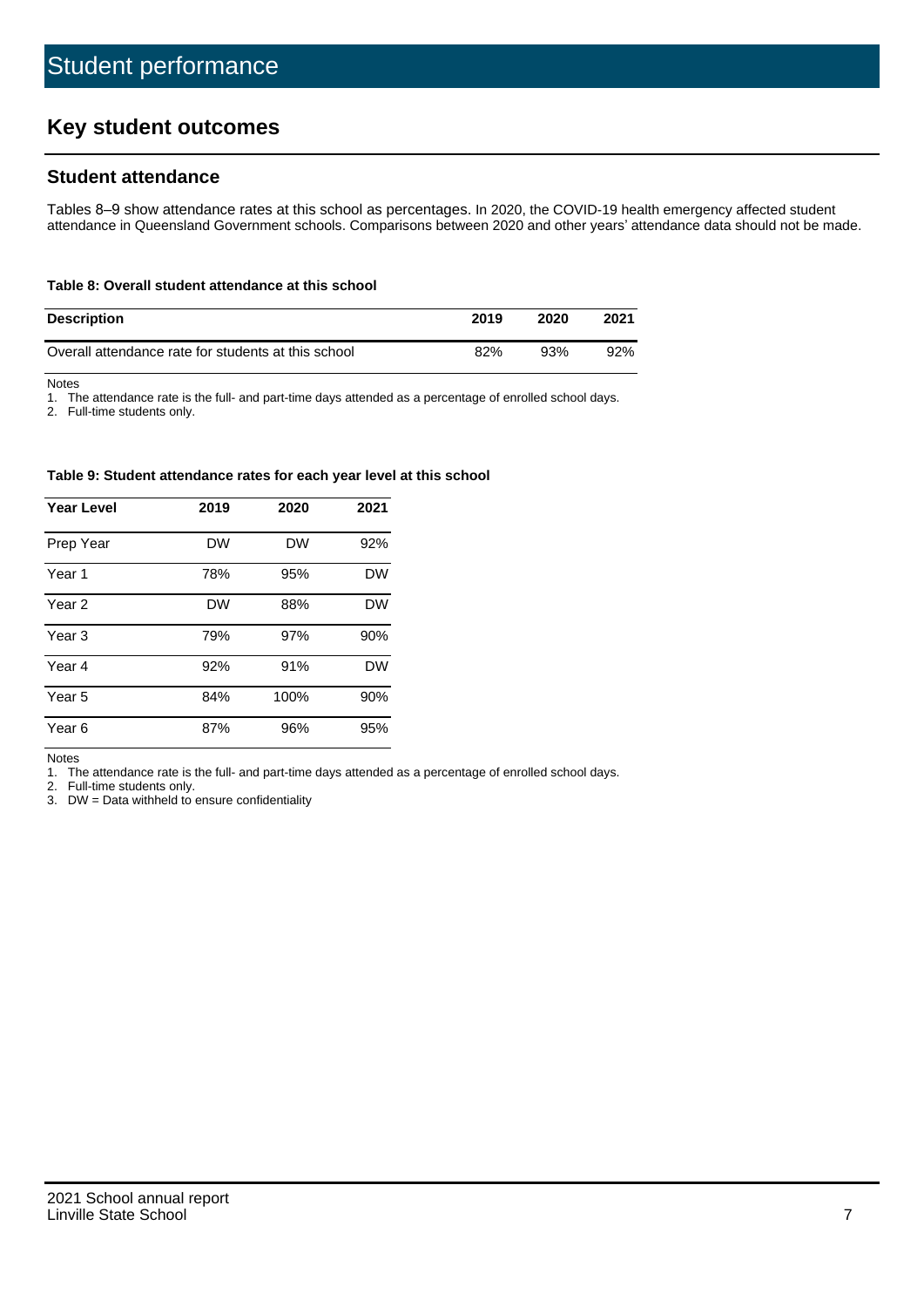# Student performance

## Key student outcomes

### Student attendance

Tables 8–9 show attendance rates at this school as percentages. In 2020, the COVID-19 health emergency affected student attendance in Queensland Government schools. Comparisons between 2020 and other years' attendance data should not be made.

**Table 8: Overall student attendance at this school**

| Description | 2019 | 2020 | 2021 |
|---|---|---|---|
| Overall attendance rate for students at this school | 82% | 93% | 92% |

Notes

1. The attendance rate is the full- and part-time days attended as a percentage of enrolled school days.
2. Full-time students only.

**Table 9: Student attendance rates for each year level at this school**

| Year Level | 2019 | 2020 | 2021 |
|---|---|---|---|
| Prep Year | DW | DW | 92% |
| Year 1 | 78% | 95% | DW |
| Year 2 | DW | 88% | DW |
| Year 3 | 79% | 97% | 90% |
| Year 4 | 92% | 91% | DW |
| Year 5 | 84% | 100% | 90% |
| Year 6 | 87% | 96% | 95% |

Notes

1. The attendance rate is the full- and part-time days attended as a percentage of enrolled school days.
2. Full-time students only.
3. DW = Data withheld to ensure confidentiality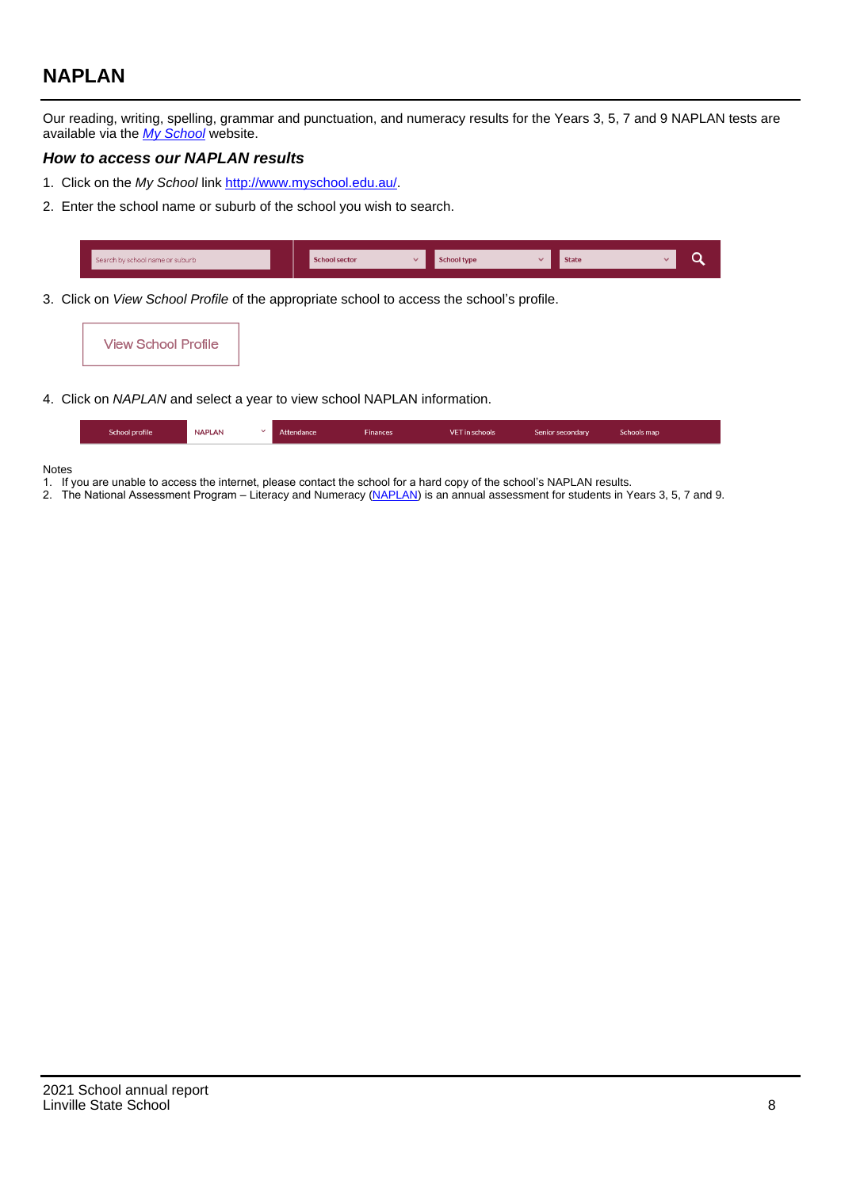## NAPLAN

Our reading, writing, spelling, grammar and punctuation, and numeracy results for the Years 3, 5, 7 and 9 NAPLAN tests are available via the *My School* website.

### *How to access our NAPLAN results*

1. Click on the *My School* link http://www.myschool.edu.au/.
2. Enter the school name or suburb of the school you wish to search.

Search by school name or suburb

School sector

School type

State

3. Click on *View School Profile* of the appropriate school to access the school's profile.

View School Profile

4. Click on *NAPLAN* and select a year to view school NAPLAN information.

School profile | NAPLAN | Attendance | Finances | VET in schools | Senior secondary | Schools map

Notes

1. If you are unable to access the internet, please contact the school for a hard copy of the school's NAPLAN results.
2. The National Assessment Program – Literacy and Numeracy (NAPLAN) is an annual assessment for students in Years 3, 5, 7 and 9.